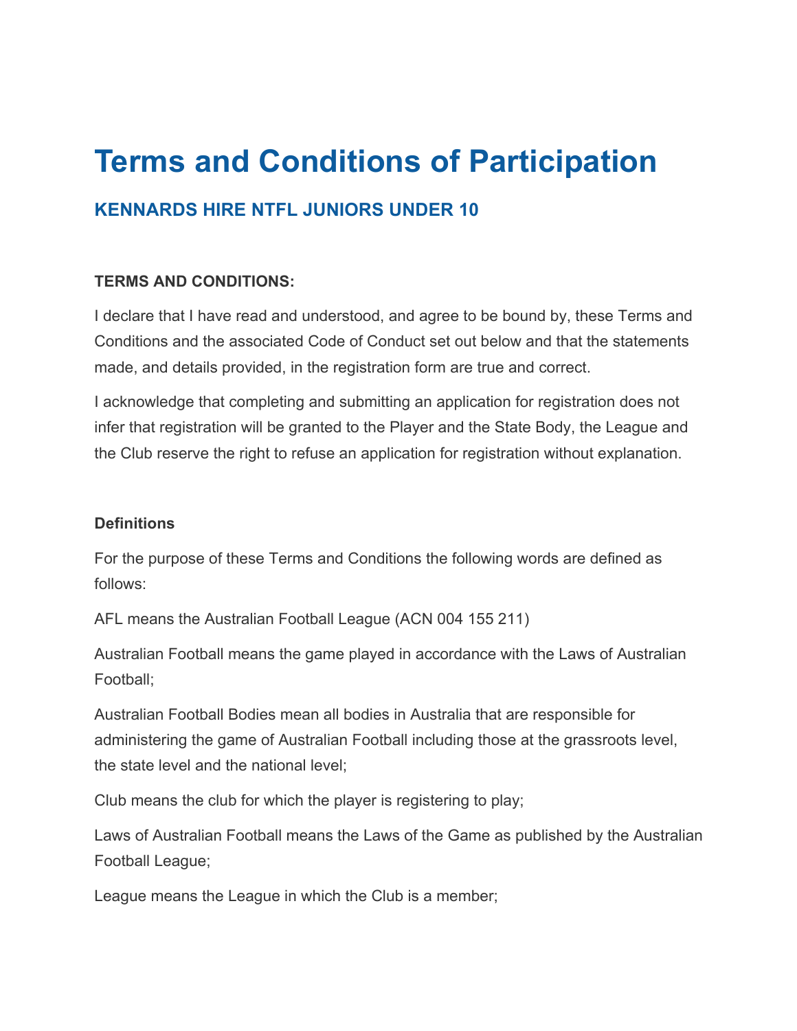# Terms and Conditions of Participation

## KENNARDS HIRE NTFL JUNIORS UNDER 10

**TERMS AND CONDITIONS:**

I declare that I have read and understood, and agree to be bound by, these Terms and Conditions and the associated Code of Conduct set out below and that the statements made, and details provided, in the registration form are true and correct.

I acknowledge that completing and submitting an application for registration does not infer that registration will be granted to the Player and the State Body, the League and the Club reserve the right to refuse an application for registration without explanation.

**Definitions**

For the purpose of these Terms and Conditions the following words are defined as follows:

AFL means the Australian Football League (ACN 004 155 211)

Australian Football means the game played in accordance with the Laws of Australian Football;

Australian Football Bodies mean all bodies in Australia that are responsible for administering the game of Australian Football including those at the grassroots level, the state level and the national level;

Club means the club for which the player is registering to play;

Laws of Australian Football means the Laws of the Game as published by the Australian Football League;

League means the League in which the Club is a member;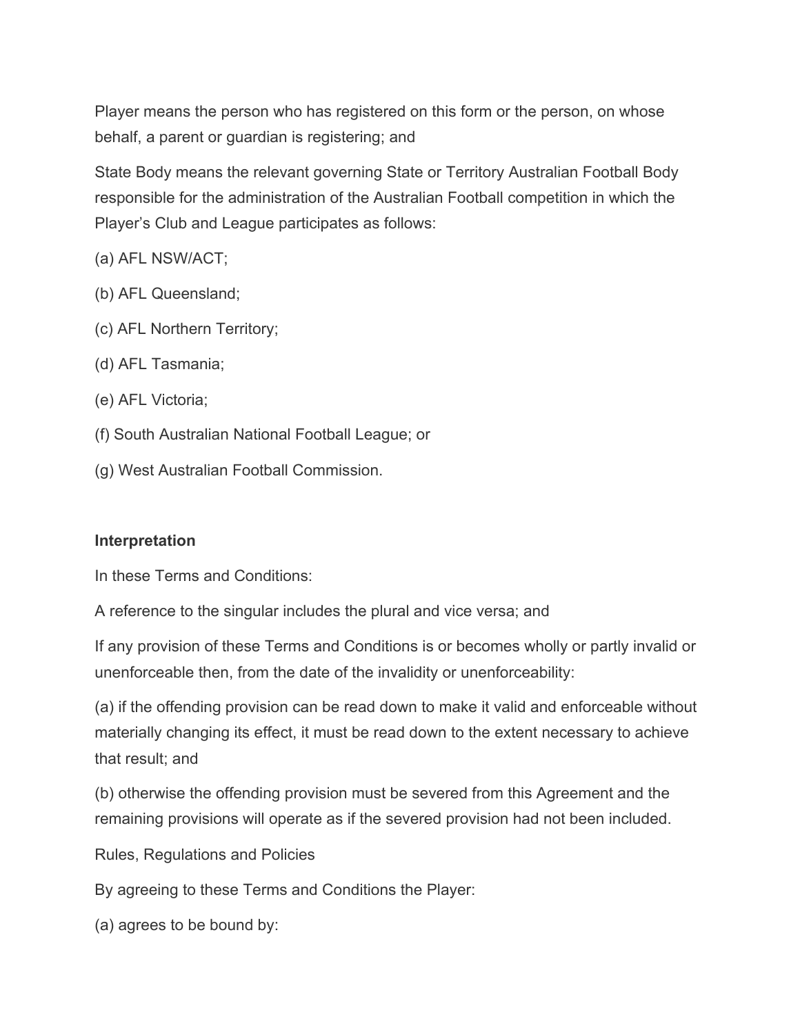Player means the person who has registered on this form or the person, on whose behalf, a parent or guardian is registering; and

State Body means the relevant governing State or Territory Australian Football Body responsible for the administration of the Australian Football competition in which the Player's Club and League participates as follows:

(a) AFL NSW/ACT;

(b) AFL Queensland;

(c) AFL Northern Territory;

(d) AFL Tasmania;

(e) AFL Victoria;

(f) South Australian National Football League; or

(g) West Australian Football Commission.

**Interpretation**

In these Terms and Conditions:

A reference to the singular includes the plural and vice versa; and

If any provision of these Terms and Conditions is or becomes wholly or partly invalid or unenforceable then, from the date of the invalidity or unenforceability:

(a) if the offending provision can be read down to make it valid and enforceable without materially changing its effect, it must be read down to the extent necessary to achieve that result; and

(b) otherwise the offending provision must be severed from this Agreement and the remaining provisions will operate as if the severed provision had not been included.

Rules, Regulations and Policies

By agreeing to these Terms and Conditions the Player:

(a) agrees to be bound by: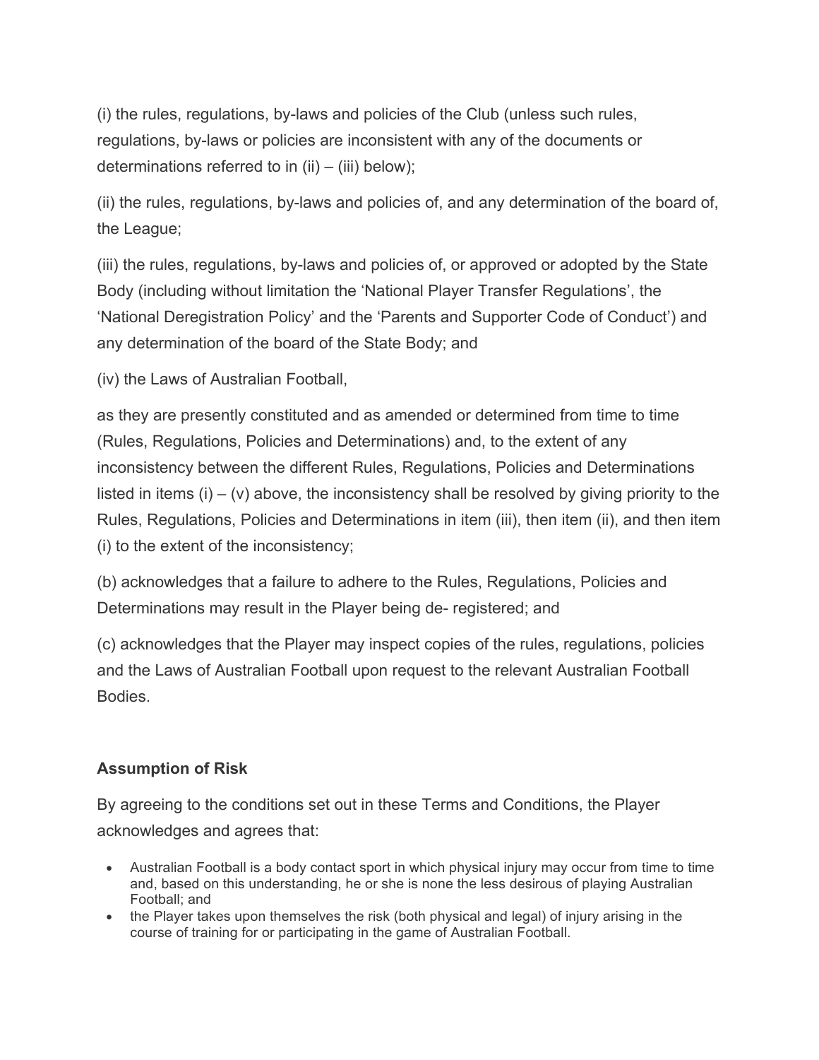(i) the rules, regulations, by-laws and policies of the Club (unless such rules, regulations, by-laws or policies are inconsistent with any of the documents or determinations referred to in (ii) – (iii) below);

(ii) the rules, regulations, by-laws and policies of, and any determination of the board of, the League;

(iii) the rules, regulations, by-laws and policies of, or approved or adopted by the State Body (including without limitation the 'National Player Transfer Regulations', the 'National Deregistration Policy' and the 'Parents and Supporter Code of Conduct') and any determination of the board of the State Body; and

(iv) the Laws of Australian Football,

as they are presently constituted and as amended or determined from time to time (Rules, Regulations, Policies and Determinations) and, to the extent of any inconsistency between the different Rules, Regulations, Policies and Determinations listed in items (i) – (v) above, the inconsistency shall be resolved by giving priority to the Rules, Regulations, Policies and Determinations in item (iii), then item (ii), and then item (i) to the extent of the inconsistency;

(b) acknowledges that a failure to adhere to the Rules, Regulations, Policies and Determinations may result in the Player being de- registered; and

(c) acknowledges that the Player may inspect copies of the rules, regulations, policies and the Laws of Australian Football upon request to the relevant Australian Football Bodies.

**Assumption of Risk**

By agreeing to the conditions set out in these Terms and Conditions, the Player acknowledges and agrees that:

- Australian Football is a body contact sport in which physical injury may occur from time to time and, based on this understanding, he or she is none the less desirous of playing Australian Football; and
- the Player takes upon themselves the risk (both physical and legal) of injury arising in the course of training for or participating in the game of Australian Football.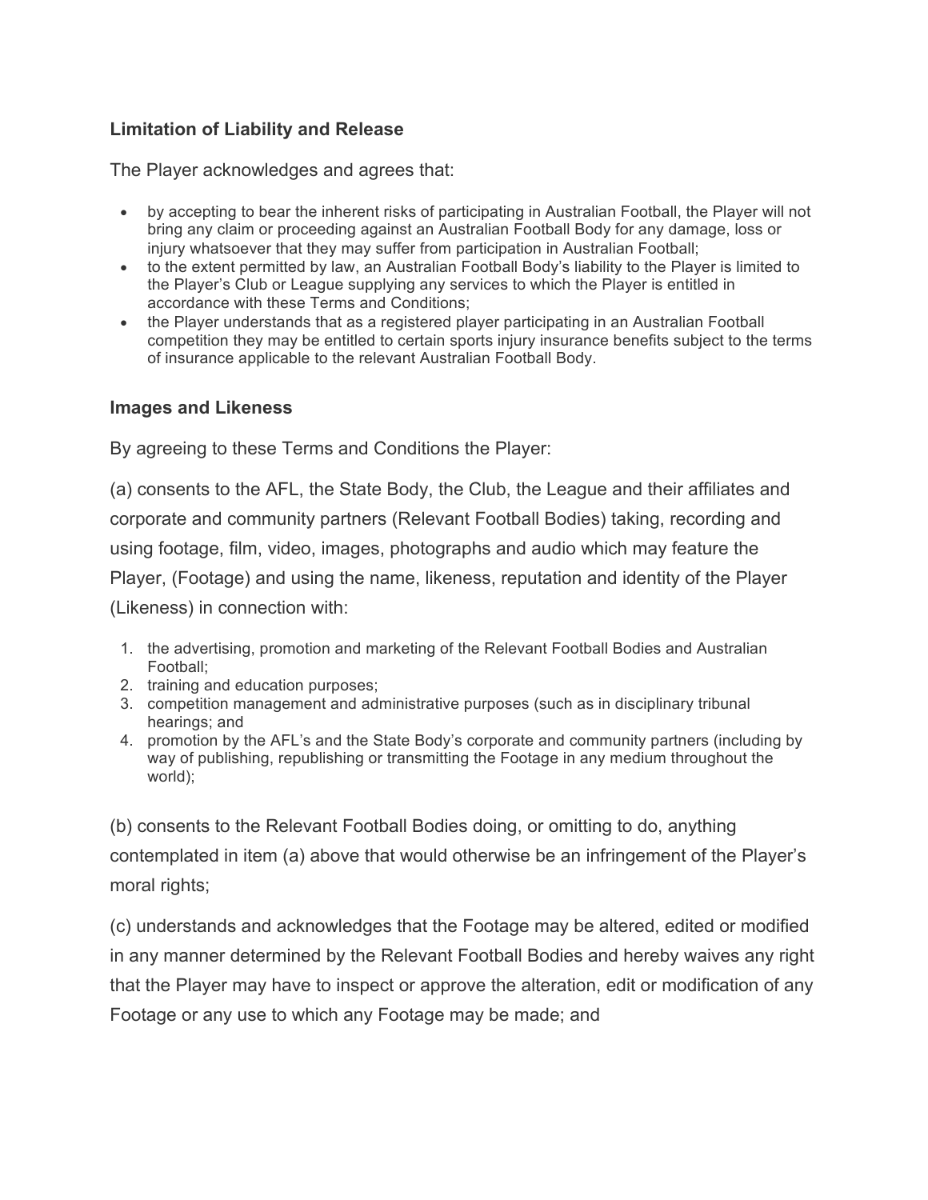### Limitation of Liability and Release

The Player acknowledges and agrees that:

- by accepting to bear the inherent risks of participating in Australian Football, the Player will not bring any claim or proceeding against an Australian Football Body for any damage, loss or injury whatsoever that they may suffer from participation in Australian Football;
- to the extent permitted by law, an Australian Football Body's liability to the Player is limited to the Player's Club or League supplying any services to which the Player is entitled in accordance with these Terms and Conditions;
- the Player understands that as a registered player participating in an Australian Football competition they may be entitled to certain sports injury insurance benefits subject to the terms of insurance applicable to the relevant Australian Football Body.

### Images and Likeness

By agreeing to these Terms and Conditions the Player:

(a) consents to the AFL, the State Body, the Club, the League and their affiliates and corporate and community partners (Relevant Football Bodies) taking, recording and using footage, film, video, images, photographs and audio which may feature the Player, (Footage) and using the name, likeness, reputation and identity of the Player (Likeness) in connection with:

1. the advertising, promotion and marketing of the Relevant Football Bodies and Australian Football;
2. training and education purposes;
3. competition management and administrative purposes (such as in disciplinary tribunal hearings; and
4. promotion by the AFL's and the State Body's corporate and community partners (including by way of publishing, republishing or transmitting the Footage in any medium throughout the world);

(b) consents to the Relevant Football Bodies doing, or omitting to do, anything contemplated in item (a) above that would otherwise be an infringement of the Player's moral rights;

(c) understands and acknowledges that the Footage may be altered, edited or modified in any manner determined by the Relevant Football Bodies and hereby waives any right that the Player may have to inspect or approve the alteration, edit or modification of any Footage or any use to which any Footage may be made; and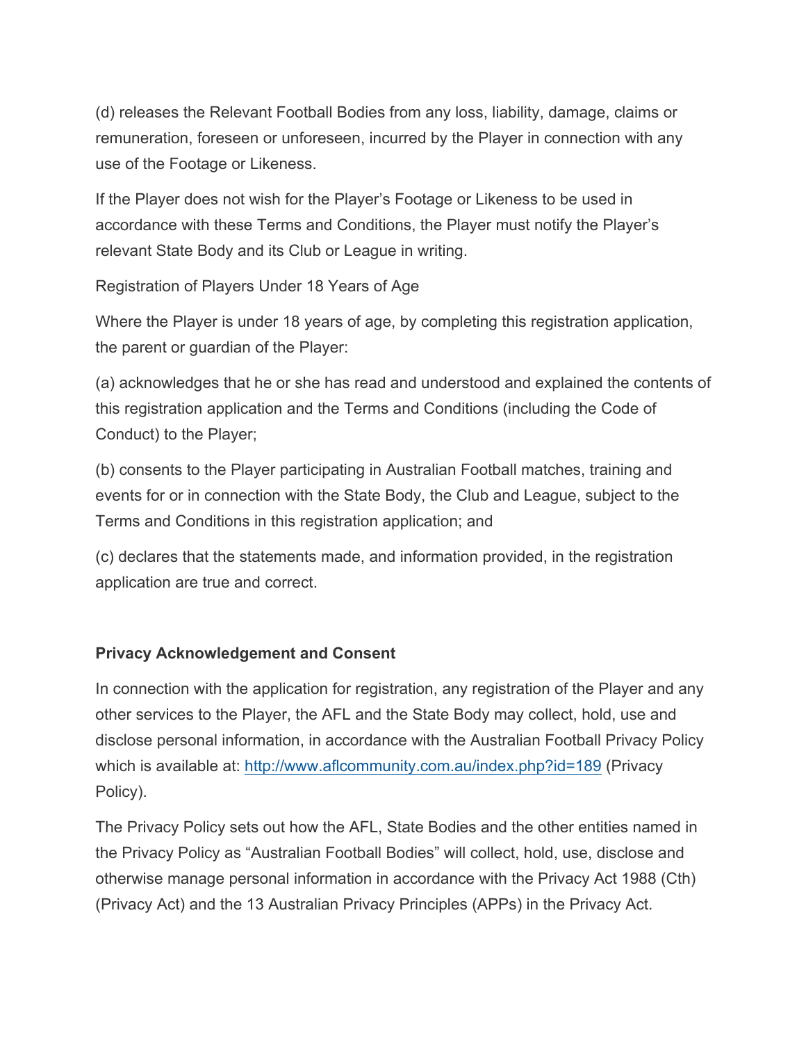(d) releases the Relevant Football Bodies from any loss, liability, damage, claims or remuneration, foreseen or unforeseen, incurred by the Player in connection with any use of the Footage or Likeness.

If the Player does not wish for the Player's Footage or Likeness to be used in accordance with these Terms and Conditions, the Player must notify the Player's relevant State Body and its Club or League in writing.

Registration of Players Under 18 Years of Age

Where the Player is under 18 years of age, by completing this registration application, the parent or guardian of the Player:

(a) acknowledges that he or she has read and understood and explained the contents of this registration application and the Terms and Conditions (including the Code of Conduct) to the Player;

(b) consents to the Player participating in Australian Football matches, training and events for or in connection with the State Body, the Club and League, subject to the Terms and Conditions in this registration application; and

(c) declares that the statements made, and information provided, in the registration application are true and correct.

**Privacy Acknowledgement and Consent**

In connection with the application for registration, any registration of the Player and any other services to the Player, the AFL and the State Body may collect, hold, use and disclose personal information, in accordance with the Australian Football Privacy Policy which is available at: [http://www.aflcommunity.com.au/index.php?id=189](http://www.aflcommunity.com.au/index.php?id=189) (Privacy Policy).

The Privacy Policy sets out how the AFL, State Bodies and the other entities named in the Privacy Policy as "Australian Football Bodies" will collect, hold, use, disclose and otherwise manage personal information in accordance with the Privacy Act 1988 (Cth) (Privacy Act) and the 13 Australian Privacy Principles (APPs) in the Privacy Act.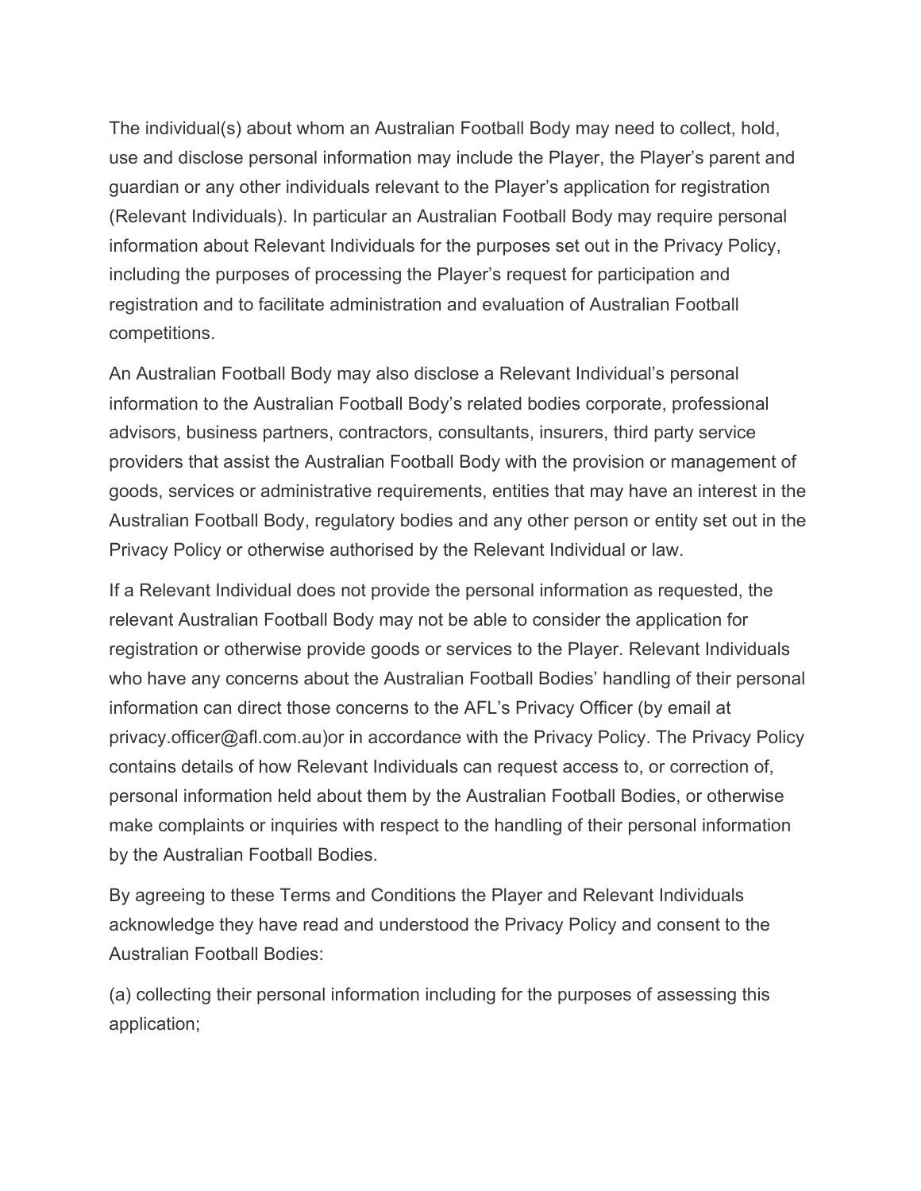The individual(s) about whom an Australian Football Body may need to collect, hold, use and disclose personal information may include the Player, the Player's parent and guardian or any other individuals relevant to the Player's application for registration (Relevant Individuals). In particular an Australian Football Body may require personal information about Relevant Individuals for the purposes set out in the Privacy Policy, including the purposes of processing the Player's request for participation and registration and to facilitate administration and evaluation of Australian Football competitions.

An Australian Football Body may also disclose a Relevant Individual's personal information to the Australian Football Body's related bodies corporate, professional advisors, business partners, contractors, consultants, insurers, third party service providers that assist the Australian Football Body with the provision or management of goods, services or administrative requirements, entities that may have an interest in the Australian Football Body, regulatory bodies and any other person or entity set out in the Privacy Policy or otherwise authorised by the Relevant Individual or law.

If a Relevant Individual does not provide the personal information as requested, the relevant Australian Football Body may not be able to consider the application for registration or otherwise provide goods or services to the Player. Relevant Individuals who have any concerns about the Australian Football Bodies' handling of their personal information can direct those concerns to the AFL's Privacy Officer (by email at privacy.officer@afl.com.au)or in accordance with the Privacy Policy. The Privacy Policy contains details of how Relevant Individuals can request access to, or correction of, personal information held about them by the Australian Football Bodies, or otherwise make complaints or inquiries with respect to the handling of their personal information by the Australian Football Bodies.

By agreeing to these Terms and Conditions the Player and Relevant Individuals acknowledge they have read and understood the Privacy Policy and consent to the Australian Football Bodies:

(a) collecting their personal information including for the purposes of assessing this application;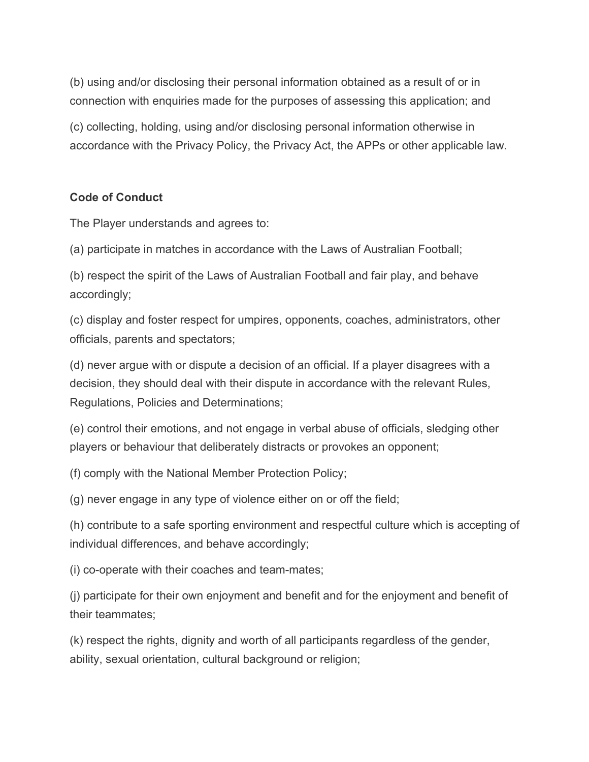(b) using and/or disclosing their personal information obtained as a result of or in connection with enquiries made for the purposes of assessing this application; and

(c) collecting, holding, using and/or disclosing personal information otherwise in accordance with the Privacy Policy, the Privacy Act, the APPs or other applicable law.

**Code of Conduct**

The Player understands and agrees to:

(a) participate in matches in accordance with the Laws of Australian Football;

(b) respect the spirit of the Laws of Australian Football and fair play, and behave accordingly;

(c) display and foster respect for umpires, opponents, coaches, administrators, other officials, parents and spectators;

(d) never argue with or dispute a decision of an official. If a player disagrees with a decision, they should deal with their dispute in accordance with the relevant Rules, Regulations, Policies and Determinations;

(e) control their emotions, and not engage in verbal abuse of officials, sledging other players or behaviour that deliberately distracts or provokes an opponent;

(f) comply with the National Member Protection Policy;

(g) never engage in any type of violence either on or off the field;

(h) contribute to a safe sporting environment and respectful culture which is accepting of individual differences, and behave accordingly;

(i) co-operate with their coaches and team-mates;

(j) participate for their own enjoyment and benefit and for the enjoyment and benefit of their teammates;

(k) respect the rights, dignity and worth of all participants regardless of the gender, ability, sexual orientation, cultural background or religion;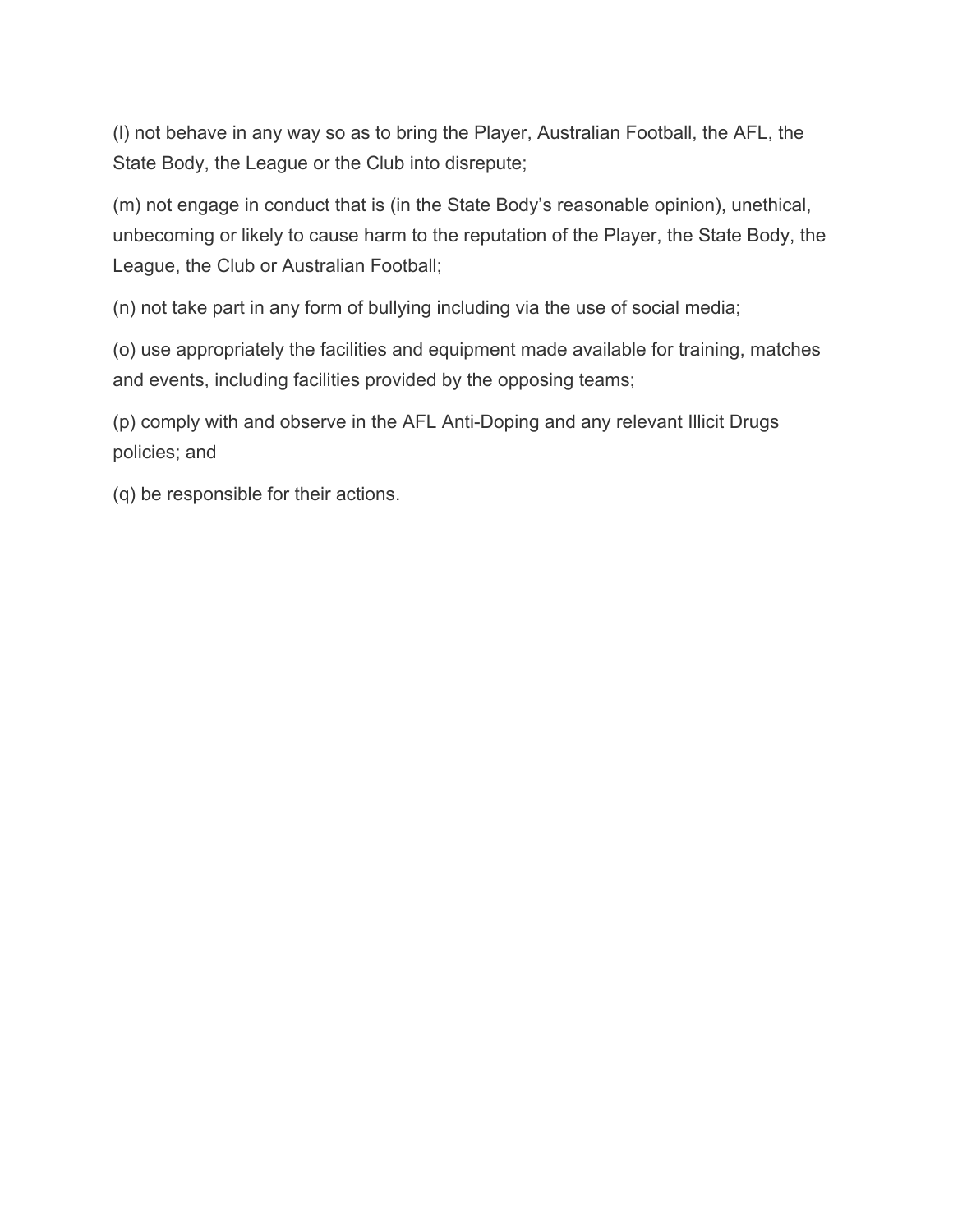(l) not behave in any way so as to bring the Player, Australian Football, the AFL, the State Body, the League or the Club into disrepute;

(m) not engage in conduct that is (in the State Body's reasonable opinion), unethical, unbecoming or likely to cause harm to the reputation of the Player, the State Body, the League, the Club or Australian Football;

(n) not take part in any form of bullying including via the use of social media;

(o) use appropriately the facilities and equipment made available for training, matches and events, including facilities provided by the opposing teams;

(p) comply with and observe in the AFL Anti-Doping and any relevant Illicit Drugs policies; and

(q) be responsible for their actions.